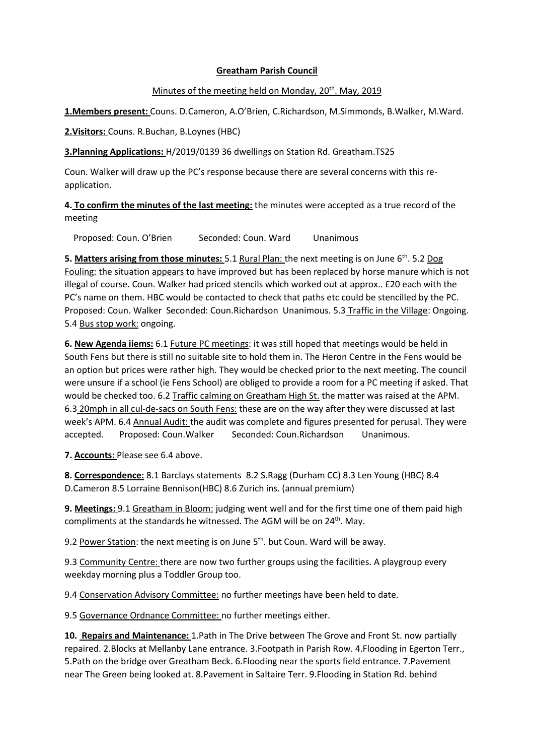# Greatham Parish Council

Minutes of the meeting held on Monday, 20th. May, 2019

**1.Members present:** Couns. D.Cameron, A.O'Brien, C.Richardson, M.Simmonds, B.Walker, M.Ward.

**2.Visitors:** Couns. R.Buchan, B.Loynes (HBC)

**3.Planning Applications:** H/2019/0139 36 dwellings on Station Rd. Greatham.TS25

Coun. Walker will draw up the PC's response because there are several concerns with this re-application.

**4. To confirm the minutes of the last meeting:** the minutes were accepted as a true record of the meeting

Proposed: Coun. O'Brien Seconded: Coun. Ward Unanimous

**5. Matters arising from those minutes:** 5.1 Rural Plan: the next meeting is on June 6th. 5.2 Dog Fouling: the situation appears to have improved but has been replaced by horse manure which is not illegal of course. Coun. Walker had priced stencils which worked out at approx.. £20 each with the PC's name on them. HBC would be contacted to check that paths etc could be stencilled by the PC. Proposed: Coun. Walker Seconded: Coun.Richardson Unanimous. 5.3 Traffic in the Village: Ongoing. 5.4 Bus stop work: ongoing.

**6. New Agenda iiems:** 6.1 Future PC meetings: it was still hoped that meetings would be held in South Fens but there is still no suitable site to hold them in. The Heron Centre in the Fens would be an option but prices were rather high. They would be checked prior to the next meeting. The council were unsure if a school (ie Fens School) are obliged to provide a room for a PC meeting if asked. That would be checked too. 6.2 Traffic calming on Greatham High St. the matter was raised at the APM. 6.3 20mph in all cul-de-sacs on South Fens: these are on the way after they were discussed at last week's APM. 6.4 Annual Audit: the audit was complete and figures presented for perusal. They were accepted. Proposed: Coun.Walker Seconded: Coun.Richardson Unanimous.

**7. Accounts:** Please see 6.4 above.

**8. Correspondence:** 8.1 Barclays statements 8.2 S.Ragg (Durham CC) 8.3 Len Young (HBC) 8.4 D.Cameron 8.5 Lorraine Bennison(HBC) 8.6 Zurich ins. (annual premium)

**9. Meetings:** 9.1 Greatham in Bloom: judging went well and for the first time one of them paid high compliments at the standards he witnessed. The AGM will be on 24th. May.

9.2 Power Station: the next meeting is on June 5th. but Coun. Ward will be away.

9.3 Community Centre: there are now two further groups using the facilities. A playgroup every weekday morning plus a Toddler Group too.

9.4 Conservation Advisory Committee: no further meetings have been held to date.

9.5 Governance Ordnance Committee: no further meetings either.

**10. Repairs and Maintenance:** 1.Path in The Drive between The Grove and Front St. now partially repaired. 2.Blocks at Mellanby Lane entrance. 3.Footpath in Parish Row. 4.Flooding in Egerton Terr., 5.Path on the bridge over Greatham Beck. 6.Flooding near the sports field entrance. 7.Pavement near The Green being looked at. 8.Pavement in Saltaire Terr. 9.Flooding in Station Rd. behind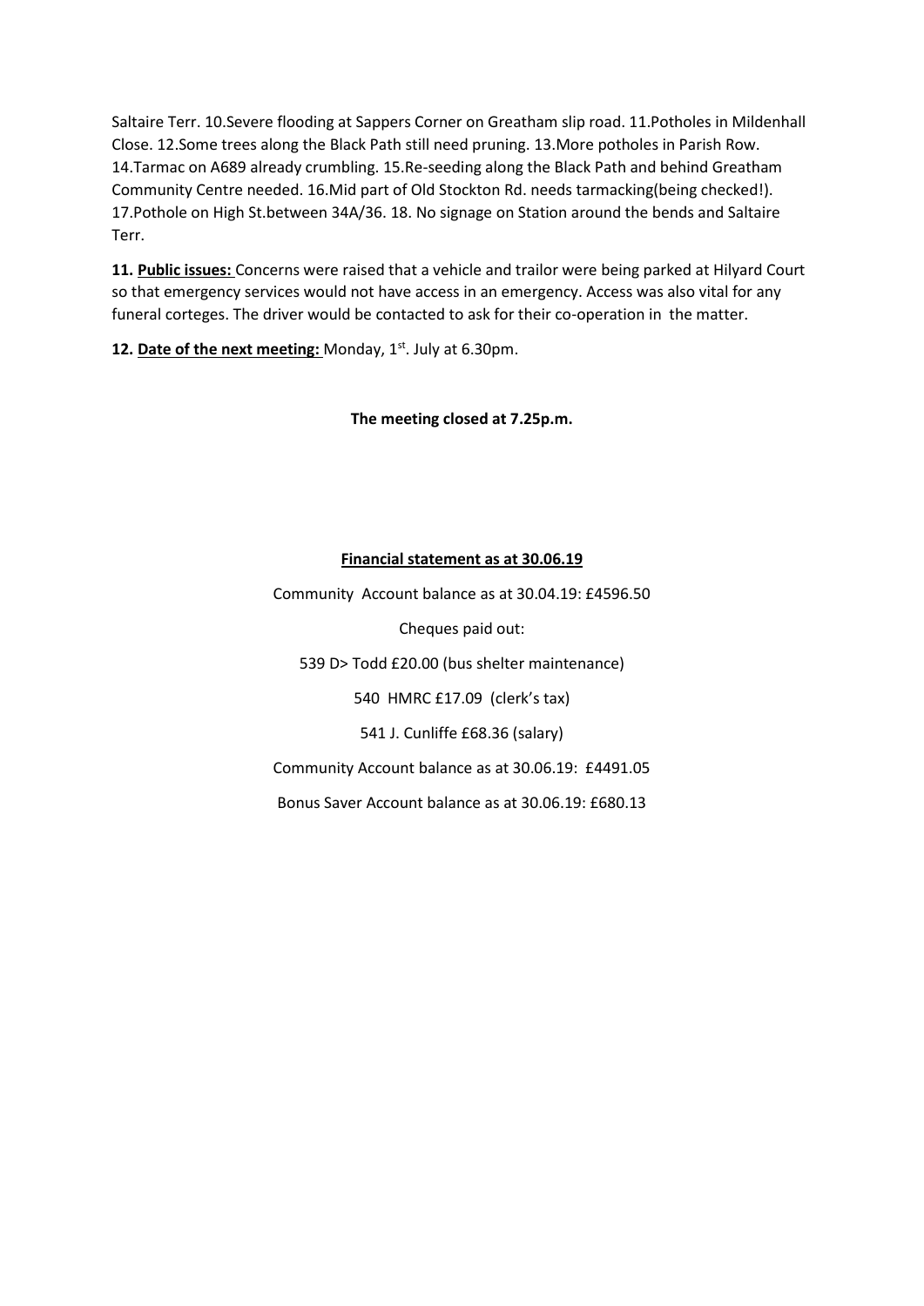Saltaire Terr. 10.Severe flooding at Sappers Corner on Greatham slip road. 11.Potholes in Mildenhall Close. 12.Some trees along the Black Path still need pruning. 13.More potholes in Parish Row. 14.Tarmac on A689 already crumbling. 15.Re-seeding along the Black Path and behind Greatham Community Centre needed. 16.Mid part of Old Stockton Rd. needs tarmacking(being checked!). 17.Pothole on High St.between 34A/36. 18. No signage on Station around the bends and Saltaire Terr.

**11. <u>Public issues:</u>** Concerns were raised that a vehicle and trailor were being parked at Hilyard Court so that emergency services would not have access in an emergency. Access was also vital for any funeral corteges. The driver would be contacted to ask for their co-operation in the matter.

**12. <u>Date of the next meeting:</u>** Monday, 1st. July at 6.30pm.

**The meeting closed at 7.25p.m.**

**<u>Financial statement as at 30.06.19</u>**

Community Account balance as at 30.04.19: £4596.50

Cheques paid out:

539 D> Todd £20.00 (bus shelter maintenance)

540 HMRC £17.09 (clerk's tax)

541 J. Cunliffe £68.36 (salary)

Community Account balance as at 30.06.19: £4491.05

Bonus Saver Account balance as at 30.06.19: £680.13